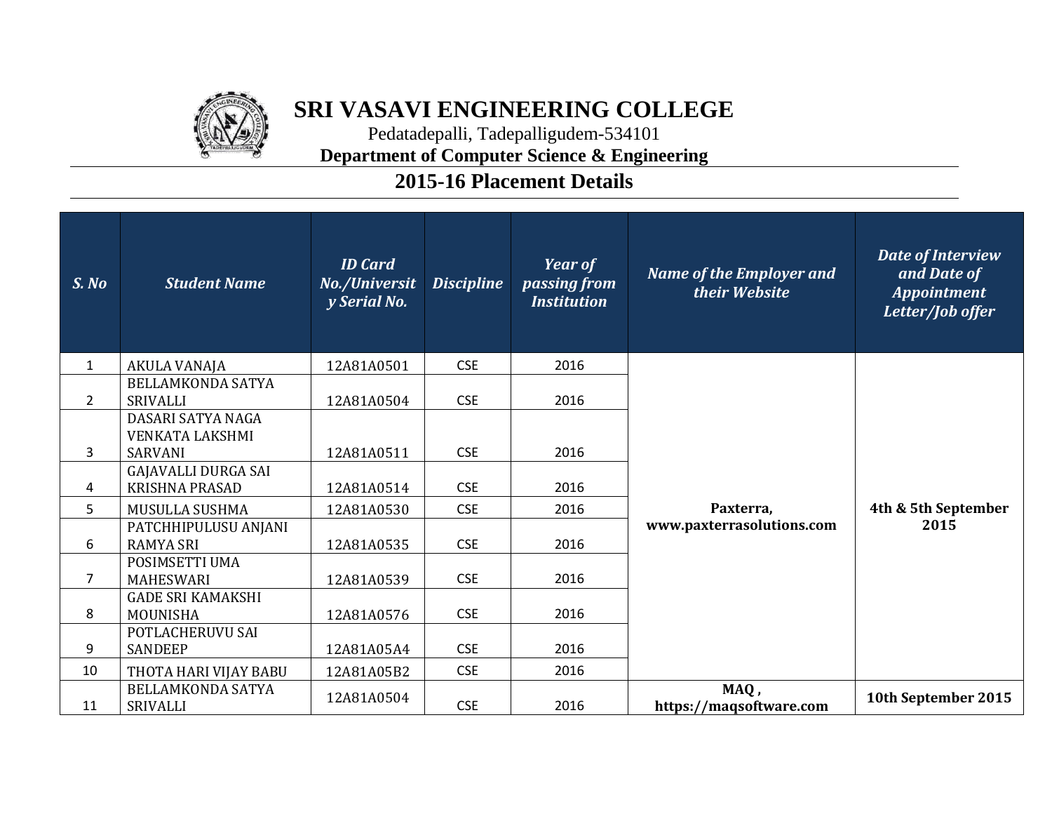# SRI VASAVI ENGINEERING COLLEGE

Pedatadepalli, Tadepalligudem-534101

**Department of Computer Science & Engineering**

## 2015-16 Placement Details

| *S. No* | *Student Name* | *ID Card No./University Serial No.* | *Discipline* | *Year of passing from Institution* | *Name of the Employer and their Website* | *Date of Interview and Date of Appointment Letter/Job offer* |
|---|---|---|---|---|---|---|
| 1 | AKULA VANAJA | 12A81A0501 | CSE | 2016 | **Paxterra, www.paxterrasolutions.com** | **4th & 5th September 2015** |
| 2 | BELLAMKONDA SATYA SRIVALLI | 12A81A0504 | CSE | 2016 | | |
| 3 | DASARI SATYA NAGA VENKATA LAKSHMI SARVANI | 12A81A0511 | CSE | 2016 | | |
| 4 | GAJAVALLI DURGA SAI KRISHNA PRASAD | 12A81A0514 | CSE | 2016 | | |
| 5 | MUSULLA SUSHMA | 12A81A0530 | CSE | 2016 | | |
| 6 | PATCHHIPULUSU ANJANI RAMYA SRI | 12A81A0535 | CSE | 2016 | | |
| 7 | POSIMSETTI UMA MAHESWARI | 12A81A0539 | CSE | 2016 | | |
| 8 | GADE SRI KAMAKSHI MOUNISHA | 12A81A0576 | CSE | 2016 | | |
| 9 | POTLACHERUVU SAI SANDEEP | 12A81A05A4 | CSE | 2016 | | |
| 10 | THOTA HARI VIJAY BABU | 12A81A05B2 | CSE | 2016 | | |
| 11 | BELLAMKONDA SATYA SRIVALLI | 12A81A0504 | CSE | 2016 | **MAQ , https://maqsoftware.com** | **10th September 2015** |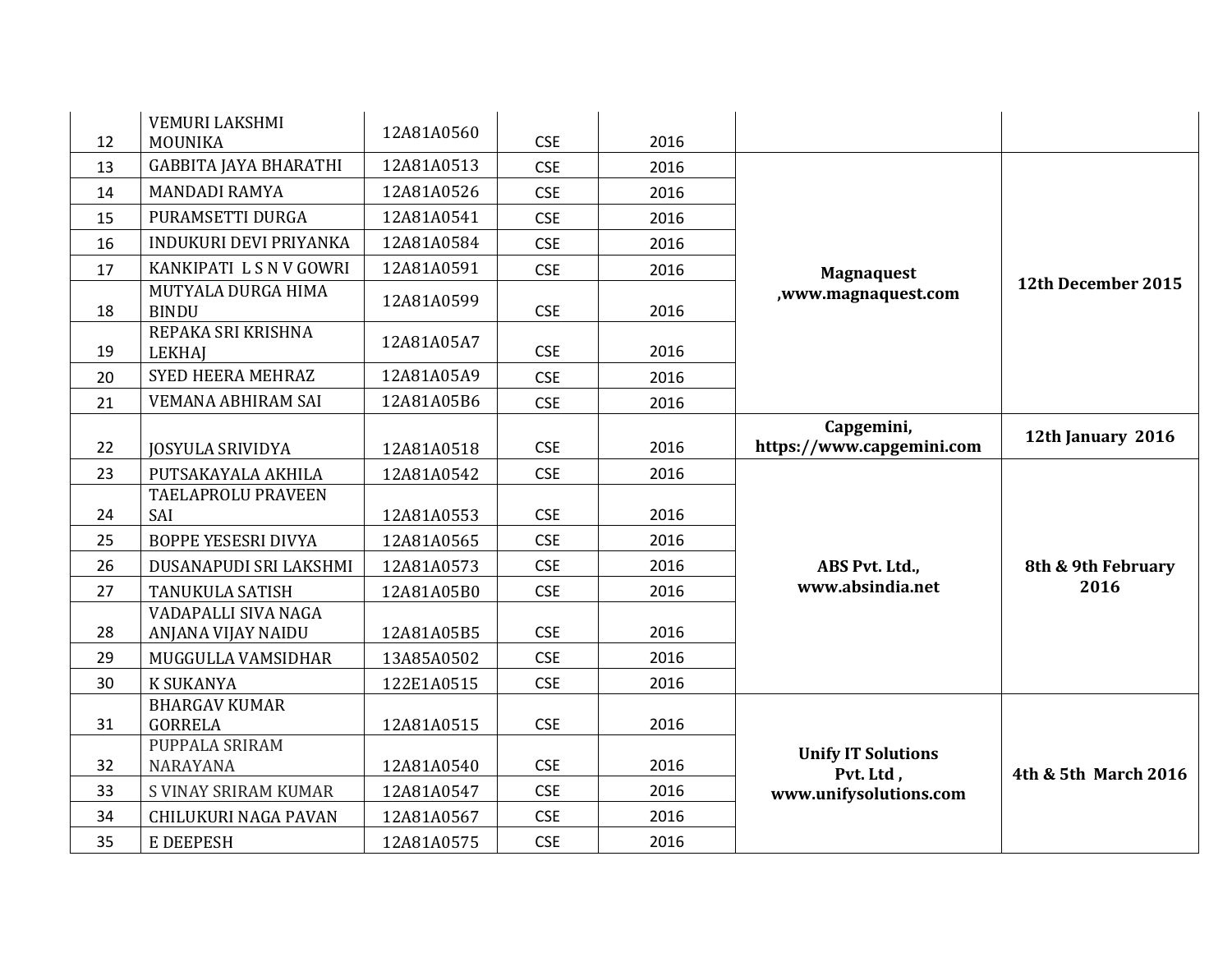| | | | | | | |
|---|---|---|---|---|---|---|
| 12 | VEMURI LAKSHMI MOUNIKA | 12A81A0560 | CSE | 2016 | | |
| 13 | GABBITA JAYA BHARATHI | 12A81A0513 | CSE | 2016 | **Magnaquest ,www.magnaquest.com** | **12th December 2015** |
| 14 | MANDADI RAMYA | 12A81A0526 | CSE | 2016 | | |
| 15 | PURAMSETTI DURGA | 12A81A0541 | CSE | 2016 | | |
| 16 | INDUKURI DEVI PRIYANKA | 12A81A0584 | CSE | 2016 | | |
| 17 | KANKIPATI L S N V GOWRI | 12A81A0591 | CSE | 2016 | | |
| 18 | MUTYALA DURGA HIMA BINDU | 12A81A0599 | CSE | 2016 | | |
| 19 | REPAKA SRI KRISHNA LEKHAJ | 12A81A05A7 | CSE | 2016 | | |
| 20 | SYED HEERA MEHRAZ | 12A81A05A9 | CSE | 2016 | | |
| 21 | VEMANA ABHIRAM SAI | 12A81A05B6 | CSE | 2016 | | |
| 22 | JOSYULA SRIVIDYA | 12A81A0518 | CSE | 2016 | **Capgemini, https://www.capgemini.com** | **12th January 2016** |
| 23 | PUTSAKAYALA AKHILA | 12A81A0542 | CSE | 2016 | **ABS Pvt. Ltd., www.absindia.net** | **8th & 9th February 2016** |
| 24 | TAELAPROLU PRAVEEN SAI | 12A81A0553 | CSE | 2016 | | |
| 25 | BOPPE YESESRI DIVYA | 12A81A0565 | CSE | 2016 | | |
| 26 | DUSANAPUDI SRI LAKSHMI | 12A81A0573 | CSE | 2016 | | |
| 27 | TANUKULA SATISH | 12A81A05B0 | CSE | 2016 | | |
| 28 | VADAPALLI SIVA NAGA ANJANA VIJAY NAIDU | 12A81A05B5 | CSE | 2016 | | |
| 29 | MUGGULLA VAMSIDHAR | 13A85A0502 | CSE | 2016 | | |
| 30 | K SUKANYA | 122E1A0515 | CSE | 2016 | | |
| 31 | BHARGAV KUMAR GORRELA | 12A81A0515 | CSE | 2016 | **Unify IT Solutions Pvt. Ltd , www.unifysolutions.com** | **4th & 5th March 2016** |
| 32 | PUPPALA SRIRAM NARAYANA | 12A81A0540 | CSE | 2016 | | |
| 33 | S VINAY SRIRAM KUMAR | 12A81A0547 | CSE | 2016 | | |
| 34 | CHILUKURI NAGA PAVAN | 12A81A0567 | CSE | 2016 | | |
| 35 | E DEEPESH | 12A81A0575 | CSE | 2016 | | |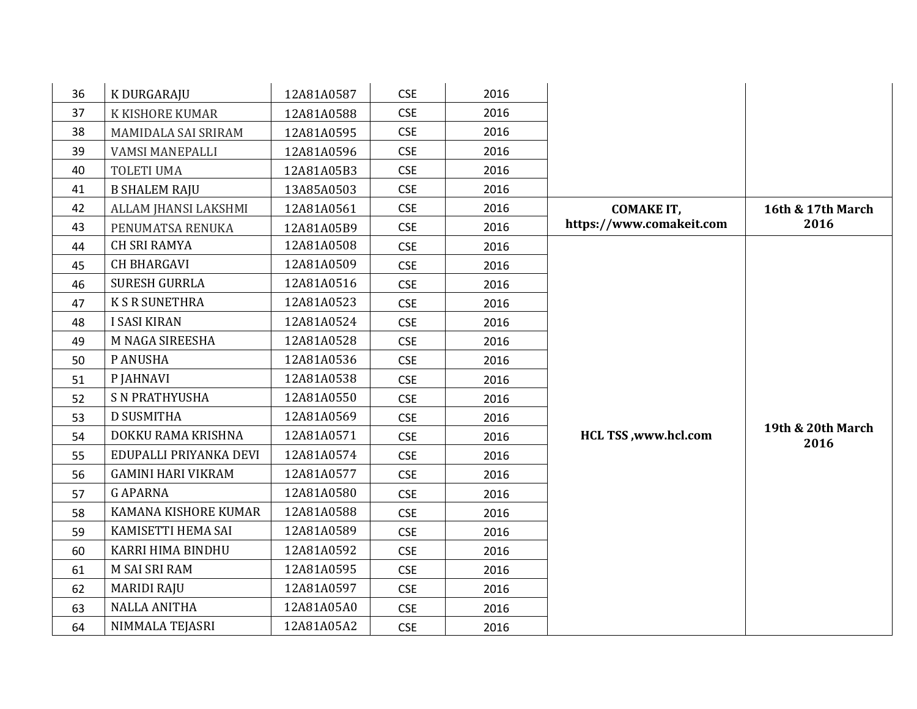| | | | | | | |
|---|---|---|---|---|---|---|
| 36 | K DURGARAJU | 12A81A0587 | CSE | 2016 | | |
| 37 | K KISHORE KUMAR | 12A81A0588 | CSE | 2016 | | |
| 38 | MAMIDALA SAI SRIRAM | 12A81A0595 | CSE | 2016 | | |
| 39 | VAMSI MANEPALLI | 12A81A0596 | CSE | 2016 | | |
| 40 | TOLETI UMA | 12A81A05B3 | CSE | 2016 | | |
| 41 | B SHALEM RAJU | 13A85A0503 | CSE | 2016 | | |
| 42 | ALLAM JHANSI LAKSHMI | 12A81A0561 | CSE | 2016 | **COMAKE IT, https://www.comakeit.com** | **16th & 17th March 2016** |
| 43 | PENUMATSA RENUKA | 12A81A05B9 | CSE | 2016 | | |
| 44 | CH SRI RAMYA | 12A81A0508 | CSE | 2016 | **HCL TSS ,www.hcl.com** | **19th & 20th March 2016** |
| 45 | CH BHARGAVI | 12A81A0509 | CSE | 2016 | | |
| 46 | SURESH GURRLA | 12A81A0516 | CSE | 2016 | | |
| 47 | K S R SUNETHRA | 12A81A0523 | CSE | 2016 | | |
| 48 | I SASI KIRAN | 12A81A0524 | CSE | 2016 | | |
| 49 | M NAGA SIREESHA | 12A81A0528 | CSE | 2016 | | |
| 50 | P ANUSHA | 12A81A0536 | CSE | 2016 | | |
| 51 | P JAHNAVI | 12A81A0538 | CSE | 2016 | | |
| 52 | S N PRATHYUSHA | 12A81A0550 | CSE | 2016 | | |
| 53 | D SUSMITHA | 12A81A0569 | CSE | 2016 | | |
| 54 | DOKKU RAMA KRISHNA | 12A81A0571 | CSE | 2016 | | |
| 55 | EDUPALLI PRIYANKA DEVI | 12A81A0574 | CSE | 2016 | | |
| 56 | GAMINI HARI VIKRAM | 12A81A0577 | CSE | 2016 | | |
| 57 | G APARNA | 12A81A0580 | CSE | 2016 | | |
| 58 | KAMANA KISHORE KUMAR | 12A81A0588 | CSE | 2016 | | |
| 59 | KAMISETTI HEMA SAI | 12A81A0589 | CSE | 2016 | | |
| 60 | KARRI HIMA BINDHU | 12A81A0592 | CSE | 2016 | | |
| 61 | M SAI SRI RAM | 12A81A0595 | CSE | 2016 | | |
| 62 | MARIDI RAJU | 12A81A0597 | CSE | 2016 | | |
| 63 | NALLA ANITHA | 12A81A05A0 | CSE | 2016 | | |
| 64 | NIMMALA TEJASRI | 12A81A05A2 | CSE | 2016 | | |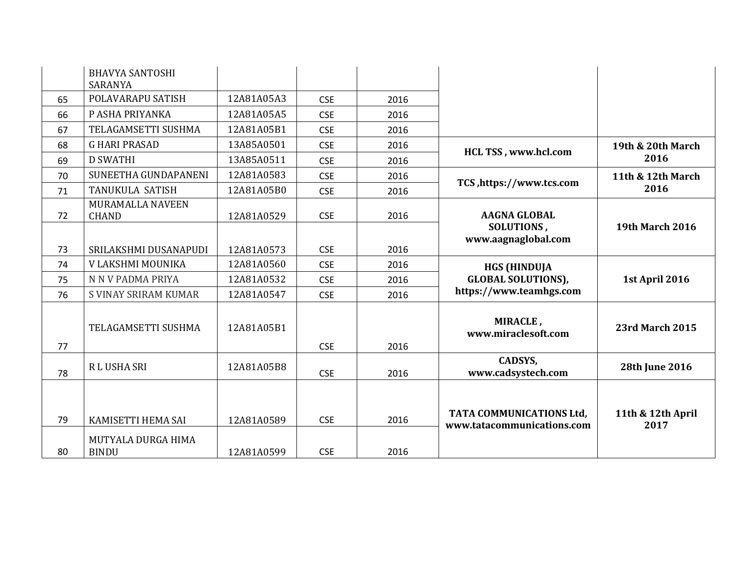| | | | | | | |
|---|---|---|---|---|---|---|
| | BHAVYA SANTOSHI SARANYA | | | | | |
| 65 | POLAVARAPU SATISH | 12A81A05A3 | CSE | 2016 | | |
| 66 | P ASHA PRIYANKA | 12A81A05A5 | CSE | 2016 | | |
| 67 | TELAGAMSETTI SUSHMA | 12A81A05B1 | CSE | 2016 | | |
| 68 | G HARI PRASAD | 13A85A0501 | CSE | 2016 | **HCL TSS , www.hcl.com** | **19th & 20th March 2016** |
| 69 | D SWATHI | 13A85A0511 | CSE | 2016 | | |
| 70 | SUNEETHA GUNDAPANENI | 12A81A0583 | CSE | 2016 | **TCS ,https://www.tcs.com** | **11th & 12th March 2016** |
| 71 | TANUKULA SATISH | 12A81A05B0 | CSE | 2016 | | |
| 72 | MURAMALLA NAVEEN CHAND | 12A81A0529 | CSE | 2016 | **AAGNA GLOBAL SOLUTIONS , www.aagnaglobal.com** | **19th March 2016** |
| 73 | SRILAKSHMI DUSANAPUDI | 12A81A0573 | CSE | 2016 | | |
| 74 | V LAKSHMI MOUNIKA | 12A81A0560 | CSE | 2016 | **HGS (HINDUJA GLOBAL SOLUTIONS), https://www.teamhgs.com** | **1st April 2016** |
| 75 | N N V PADMA PRIYA | 12A81A0532 | CSE | 2016 | | |
| 76 | S VINAY SRIRAM KUMAR | 12A81A0547 | CSE | 2016 | | |
| 77 | TELAGAMSETTI SUSHMA | 12A81A05B1 | CSE | 2016 | **MIRACLE , www.miraclesoft.com** | **23rd March 2015** |
| 78 | R L USHA SRI | 12A81A05B8 | CSE | 2016 | **CADSYS, www.cadsystech.com** | **28th June 2016** |
| 79 | KAMISETTI HEMA SAI | 12A81A0589 | CSE | 2016 | **TATA COMMUNICATIONS Ltd, www.tatacommunications.com** | **11th & 12th April 2017** |
| 80 | MUTYALA DURGA HIMA BINDU | 12A81A0599 | CSE | 2016 | | |